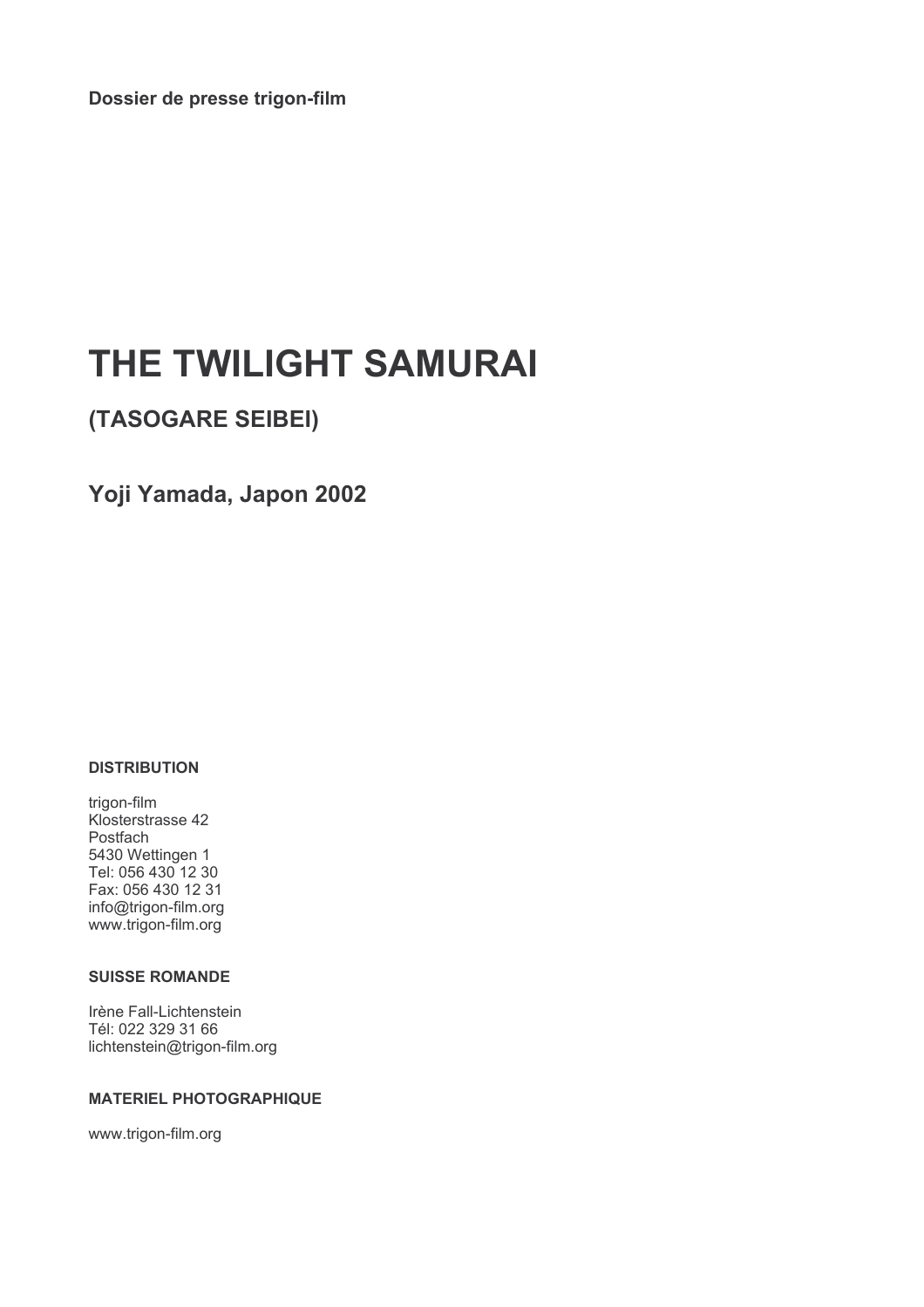**Dossier de presse trigon-film**

# THE TWILIGHT SAMURAI

## (TASOGARE SEIBEI)

## Yoji Yamada, Japon 2002

**DISTRIBUTION**

trigon-film
Klosterstrasse 42
Postfach
5430 Wettingen 1
Tel: 056 430 12 30
Fax: 056 430 12 31
info@trigon-film.org
www.trigon-film.org

**SUISSE ROMANDE**

Irène Fall-Lichtenstein
Tél: 022 329 31 66
lichtenstein@trigon-film.org

**MATERIEL PHOTOGRAPHIQUE**

www.trigon-film.org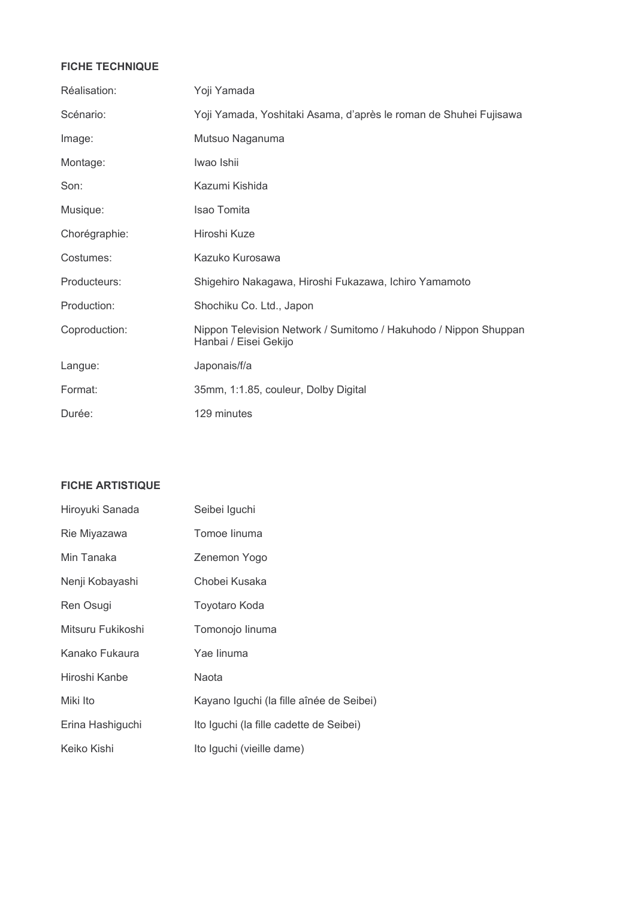**FICHE TECHNIQUE**

| | |
|---|---|
| Réalisation: | Yoji Yamada |
| Scénario: | Yoji Yamada, Yoshitaki Asama, d'après le roman de Shuhei Fujisawa |
| Image: | Mutsuo Naganuma |
| Montage: | Iwao Ishii |
| Son: | Kazumi Kishida |
| Musique: | Isao Tomita |
| Chorégraphie: | Hiroshi Kuze |
| Costumes: | Kazuko Kurosawa |
| Producteurs: | Shigehiro Nakagawa, Hiroshi Fukazawa, Ichiro Yamamoto |
| Production: | Shochiku Co. Ltd., Japon |
| Coproduction: | Nippon Television Network / Sumitomo / Hakuhodo / Nippon Shuppan Hanbai / Eisei Gekijo |
| Langue: | Japonais/f/a |
| Format: | 35mm, 1:1.85, couleur, Dolby Digital |
| Durée: | 129 minutes |

**FICHE ARTISTIQUE**

| | |
|---|---|
| Hiroyuki Sanada | Seibei Iguchi |
| Rie Miyazawa | Tomoe Iinuma |
| Min Tanaka | Zenemon Yogo |
| Nenji Kobayashi | Chobei Kusaka |
| Ren Osugi | Toyotaro Koda |
| Mitsuru Fukikoshi | Tomonojo Iinuma |
| Kanako Fukaura | Yae Iinuma |
| Hiroshi Kanbe | Naota |
| Miki Ito | Kayano Iguchi (la fille aînée de Seibei) |
| Erina Hashiguchi | Ito Iguchi (la fille cadette de Seibei) |
| Keiko Kishi | Ito Iguchi (vieille dame) |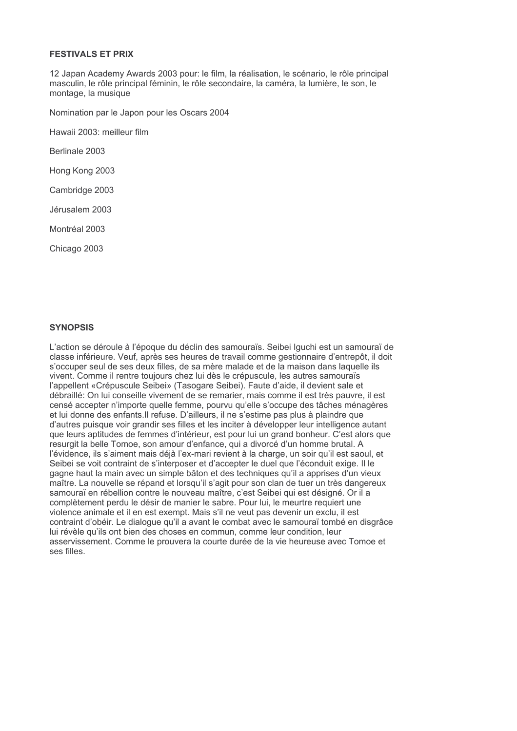**FESTIVALS ET PRIX**

12 Japan Academy Awards 2003 pour: le film, la réalisation, le scénario, le rôle principal masculin, le rôle principal féminin, le rôle secondaire, la caméra, la lumière, le son, le montage, la musique

Nomination par le Japon pour les Oscars 2004

Hawaii 2003: meilleur film

Berlinale 2003

Hong Kong 2003

Cambridge 2003

Jérusalem 2003

Montréal 2003

Chicago 2003

**SYNOPSIS**

L'action se déroule à l'époque du déclin des samouraïs. Seibei Iguchi est un samouraï de classe inférieure. Veuf, après ses heures de travail comme gestionnaire d'entrepôt, il doit s'occuper seul de ses deux filles, de sa mère malade et de la maison dans laquelle ils vivent. Comme il rentre toujours chez lui dès le crépuscule, les autres samouraïs l'appellent «Crépuscule Seibei» (Tasogare Seibei). Faute d'aide, il devient sale et débraillé: On lui conseille vivement de se remarier, mais comme il est très pauvre, il est censé accepter n'importe quelle femme, pourvu qu'elle s'occupe des tâches ménagères et lui donne des enfants.Il refuse. D'ailleurs, il ne s'estime pas plus à plaindre que d'autres puisque voir grandir ses filles et les inciter à développer leur intelligence autant que leurs aptitudes de femmes d'intérieur, est pour lui un grand bonheur. C'est alors que resurgit la belle Tomoe, son amour d'enfance, qui a divorcé d'un homme brutal. A l'évidence, ils s'aiment mais déjà l'ex-mari revient à la charge, un soir qu'il est saoul, et Seibei se voit contraint de s'interposer et d'accepter le duel que l'éconduit exige. Il le gagne haut la main avec un simple bâton et des techniques qu'il a apprises d'un vieux maître. La nouvelle se répand et lorsqu'il s'agit pour son clan de tuer un très dangereux samouraï en rébellion contre le nouveau maître, c'est Seibei qui est désigné. Or il a complètement perdu le désir de manier le sabre. Pour lui, le meurtre requiert une violence animale et il en est exempt. Mais s'il ne veut pas devenir un exclu, il est contraint d'obéir. Le dialogue qu'il a avant le combat avec le samouraï tombé en disgrâce lui révèle qu'ils ont bien des choses en commun, comme leur condition, leur asservissement. Comme le prouvera la courte durée de la vie heureuse avec Tomoe et ses filles.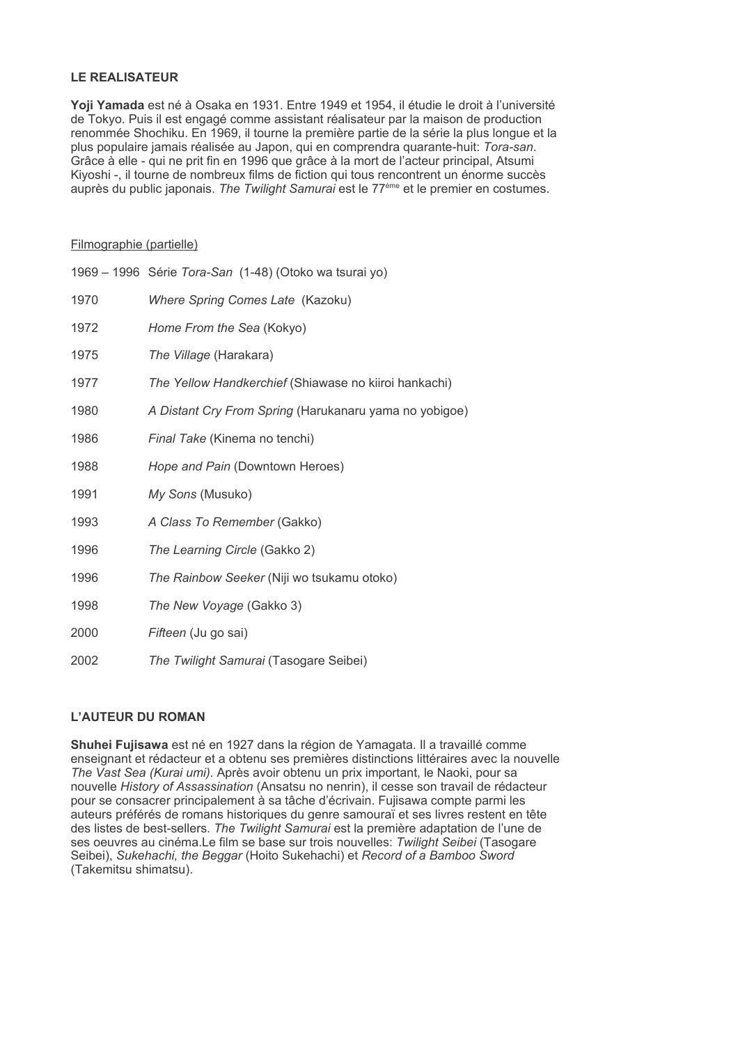## LE REALISATEUR

**Yoji Yamada** est né à Osaka en 1931. Entre 1949 et 1954, il étudie le droit à l'université de Tokyo. Puis il est engagé comme assistant réalisateur par la maison de production renommée Shochiku. En 1969, il tourne la première partie de la série la plus longue et la plus populaire jamais réalisée au Japon, qui en comprendra quarante-huit: *Tora-san*. Grâce à elle - qui ne prit fin en 1996 que grâce à la mort de l'acteur principal, Atsumi Kiyoshi -, il tourne de nombreux films de fiction qui tous rencontrent un énorme succès auprès du public japonais. *The Twilight Samurai* est le 77ème et le premier en costumes.

Filmographie (partielle)

1969 – 1996 Série *Tora-San* (1-48) (Otoko wa tsurai yo)

1970 *Where Spring Comes Late* (Kazoku)

1972 *Home From the Sea* (Kokyo)

1975 *The Village* (Harakara)

1977 *The Yellow Handkerchief* (Shiawase no kiiroi hankachi)

1980 *A Distant Cry From Spring* (Harukanaru yama no yobigoe)

1986 *Final Take* (Kinema no tenchi)

1988 *Hope and Pain* (Downtown Heroes)

1991 *My Sons* (Musuko)

1993 *A Class To Remember* (Gakko)

1996 *The Learning Circle* (Gakko 2)

1996 *The Rainbow Seeker* (Niji wo tsukamu otoko)

1998 *The New Voyage* (Gakko 3)

2000 *Fifteen* (Ju go sai)

2002 *The Twilight Samurai* (Tasogare Seibei)

## L'AUTEUR DU ROMAN

**Shuhei Fujisawa** est né en 1927 dans la région de Yamagata. Il a travaillé comme enseignant et rédacteur et a obtenu ses premières distinctions littéraires avec la nouvelle *The Vast Sea (Kurai umi)*. Après avoir obtenu un prix important, le Naoki, pour sa nouvelle *History of Assassination* (Ansatsu no nenrin), il cesse son travail de rédacteur pour se consacrer principalement à sa tâche d'écrivain. Fujisawa compte parmi les auteurs préférés de romans historiques du genre samouraï et ses livres restent en tête des listes de best-sellers. *The Twilight Samurai* est la première adaptation de l'une de ses oeuvres au cinéma.Le film se base sur trois nouvelles: *Twilight Seibei* (Tasogare Seibei), *Sukehachi, the Beggar* (Hoito Sukehachi) et *Record of a Bamboo Sword* (Takemitsu shimatsu).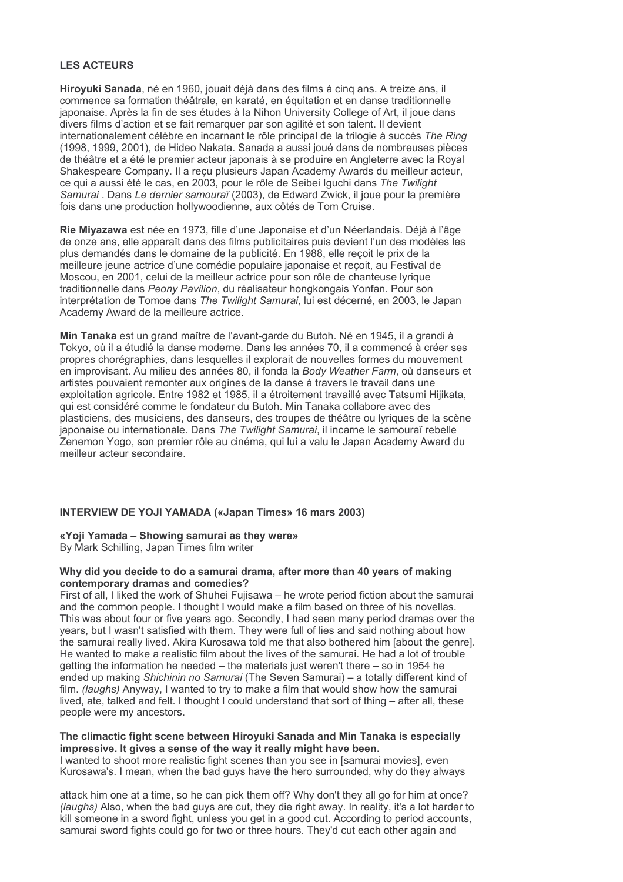**LES ACTEURS**

**Hiroyuki Sanada**, né en 1960, jouait déjà dans des films à cinq ans. A treize ans, il commence sa formation théâtrale, en karaté, en équitation et en danse traditionnelle japonaise. Après la fin de ses études à la Nihon University College of Art, il joue dans divers films d'action et se fait remarquer par son agilité et son talent. Il devient internationalement célèbre en incarnant le rôle principal de la trilogie à succès *The Ring* (1998, 1999, 2001), de Hideo Nakata. Sanada a aussi joué dans de nombreuses pièces de théâtre et a été le premier acteur japonais à se produire en Angleterre avec la Royal Shakespeare Company. Il a reçu plusieurs Japan Academy Awards du meilleur acteur, ce qui a aussi été le cas, en 2003, pour le rôle de Seibei Iguchi dans *The Twilight Samurai* . Dans *Le dernier samouraï* (2003), de Edward Zwick, il joue pour la première fois dans une production hollywoodienne, aux côtés de Tom Cruise.

**Rie Miyazawa** est née en 1973, fille d'une Japonaise et d'un Néerlandais. Déjà à l'âge de onze ans, elle apparaît dans des films publicitaires puis devient l'un des modèles les plus demandés dans le domaine de la publicité. En 1988, elle reçoit le prix de la meilleure jeune actrice d'une comédie populaire japonaise et reçoit, au Festival de Moscou, en 2001, celui de la meilleur actrice pour son rôle de chanteuse lyrique traditionnelle dans *Peony Pavilion*, du réalisateur hongkongais Yonfan. Pour son interprétation de Tomoe dans *The Twilight Samurai*, lui est décerné, en 2003, le Japan Academy Award de la meilleure actrice.

**Min Tanaka** est un grand maître de l'avant-garde du Butoh. Né en 1945, il a grandi à Tokyo, où il a étudié la danse moderne. Dans les années 70, il a commencé à créer ses propres chorégraphies, dans lesquelles il explorait de nouvelles formes du mouvement en improvisant. Au milieu des années 80, il fonda la *Body Weather Farm*, où danseurs et artistes pouvaient remonter aux origines de la danse à travers le travail dans une exploitation agricole. Entre 1982 et 1985, il a étroitement travaillé avec Tatsumi Hijikata, qui est considéré comme le fondateur du Butoh. Min Tanaka collabore avec des plasticiens, des musiciens, des danseurs, des troupes de théâtre ou lyriques de la scène japonaise ou internationale. Dans *The Twilight Samurai*, il incarne le samouraï rebelle Zenemon Yogo, son premier rôle au cinéma, qui lui a valu le Japan Academy Award du meilleur acteur secondaire.

**INTERVIEW DE YOJI YAMADA («Japan Times» 16 mars 2003)**

**«Yoji Yamada – Showing samurai as they were»**
By Mark Schilling, Japan Times film writer

**Why did you decide to do a samurai drama, after more than 40 years of making contemporary dramas and comedies?**
First of all, I liked the work of Shuhei Fujisawa – he wrote period fiction about the samurai and the common people. I thought I would make a film based on three of his novellas. This was about four or five years ago. Secondly, I had seen many period dramas over the years, but I wasn't satisfied with them. They were full of lies and said nothing about how the samurai really lived. Akira Kurosawa told me that also bothered him [about the genre]. He wanted to make a realistic film about the lives of the samurai. He had a lot of trouble getting the information he needed – the materials just weren't there – so in 1954 he ended up making *Shichinin no Samurai* (The Seven Samurai) – a totally different kind of film. *(laughs)* Anyway, I wanted to try to make a film that would show how the samurai lived, ate, talked and felt. I thought I could understand that sort of thing – after all, these people were my ancestors.

**The climactic fight scene between Hiroyuki Sanada and Min Tanaka is especially impressive. It gives a sense of the way it really might have been.**
I wanted to shoot more realistic fight scenes than you see in [samurai movies], even Kurosawa's. I mean, when the bad guys have the hero surrounded, why do they always attack him one at a time, so he can pick them off? Why don't they all go for him at once? *(laughs)* Also, when the bad guys are cut, they die right away. In reality, it's a lot harder to kill someone in a sword fight, unless you get in a good cut. According to period accounts, samurai sword fights could go for two or three hours. They'd cut each other again and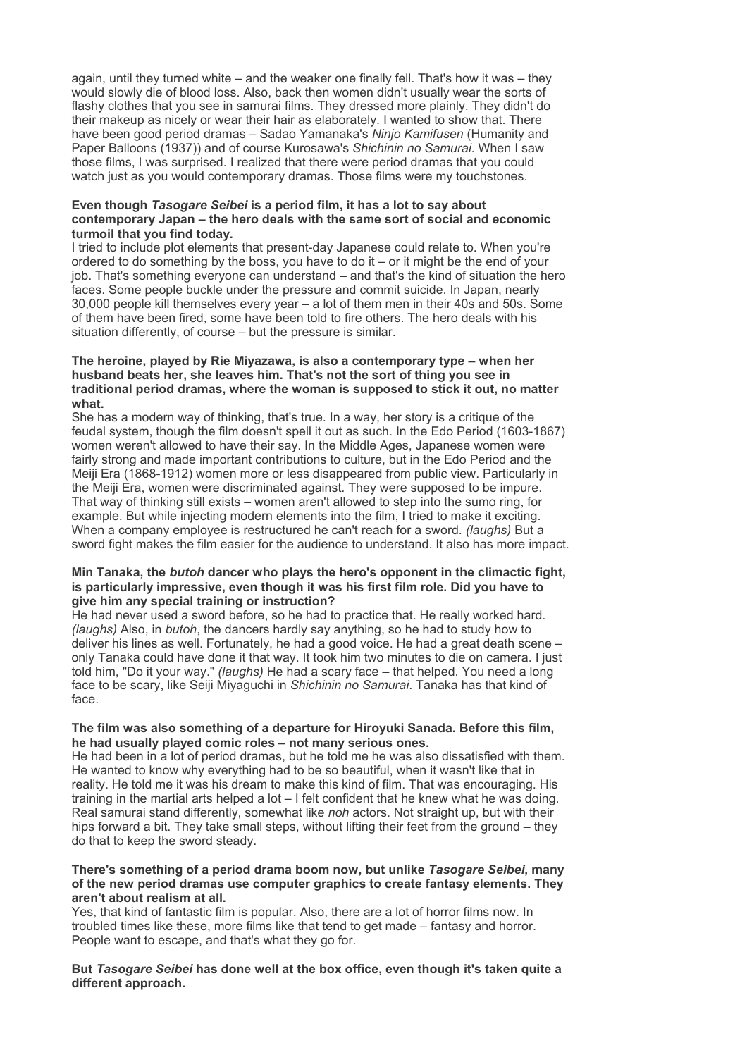again, until they turned white – and the weaker one finally fell. That's how it was – they would slowly die of blood loss. Also, back then women didn't usually wear the sorts of flashy clothes that you see in samurai films. They dressed more plainly. They didn't do their makeup as nicely or wear their hair as elaborately. I wanted to show that. There have been good period dramas – Sadao Yamanaka's *Ninjo Kamifusen* (Humanity and Paper Balloons (1937)) and of course Kurosawa's *Shichinin no Samurai*. When I saw those films, I was surprised. I realized that there were period dramas that you could watch just as you would contemporary dramas. Those films were my touchstones.

**Even though *Tasogare Seibei* is a period film, it has a lot to say about contemporary Japan – the hero deals with the same sort of social and economic turmoil that you find today.**

I tried to include plot elements that present-day Japanese could relate to. When you're ordered to do something by the boss, you have to do it – or it might be the end of your job. That's something everyone can understand – and that's the kind of situation the hero faces. Some people buckle under the pressure and commit suicide. In Japan, nearly 30,000 people kill themselves every year – a lot of them men in their 40s and 50s. Some of them have been fired, some have been told to fire others. The hero deals with his situation differently, of course – but the pressure is similar.

**The heroine, played by Rie Miyazawa, is also a contemporary type – when her husband beats her, she leaves him. That's not the sort of thing you see in traditional period dramas, where the woman is supposed to stick it out, no matter what.**

She has a modern way of thinking, that's true. In a way, her story is a critique of the feudal system, though the film doesn't spell it out as such. In the Edo Period (1603-1867) women weren't allowed to have their say. In the Middle Ages, Japanese women were fairly strong and made important contributions to culture, but in the Edo Period and the Meiji Era (1868-1912) women more or less disappeared from public view. Particularly in the Meiji Era, women were discriminated against. They were supposed to be impure. That way of thinking still exists – women aren't allowed to step into the sumo ring, for example. But while injecting modern elements into the film, I tried to make it exciting. When a company employee is restructured he can't reach for a sword. *(laughs)* But a sword fight makes the film easier for the audience to understand. It also has more impact.

**Min Tanaka, the *butoh* dancer who plays the hero's opponent in the climactic fight, is particularly impressive, even though it was his first film role. Did you have to give him any special training or instruction?**

He had never used a sword before, so he had to practice that. He really worked hard. *(laughs)* Also, in *butoh*, the dancers hardly say anything, so he had to study how to deliver his lines as well. Fortunately, he had a good voice. He had a great death scene – only Tanaka could have done it that way. It took him two minutes to die on camera. I just told him, "Do it your way." *(laughs)* He had a scary face – that helped. You need a long face to be scary, like Seiji Miyaguchi in *Shichinin no Samurai*. Tanaka has that kind of face.

**The film was also something of a departure for Hiroyuki Sanada. Before this film, he had usually played comic roles – not many serious ones.**

He had been in a lot of period dramas, but he told me he was also dissatisfied with them. He wanted to know why everything had to be so beautiful, when it wasn't like that in reality. He told me it was his dream to make this kind of film. That was encouraging. His training in the martial arts helped a lot – I felt confident that he knew what he was doing. Real samurai stand differently, somewhat like *noh* actors. Not straight up, but with their hips forward a bit. They take small steps, without lifting their feet from the ground – they do that to keep the sword steady.

**There's something of a period drama boom now, but unlike *Tasogare Seibei*, many of the new period dramas use computer graphics to create fantasy elements. They aren't about realism at all.**

Yes, that kind of fantastic film is popular. Also, there are a lot of horror films now. In troubled times like these, more films like that tend to get made – fantasy and horror. People want to escape, and that's what they go for.

**But *Tasogare Seibei* has done well at the box office, even though it's taken quite a different approach.**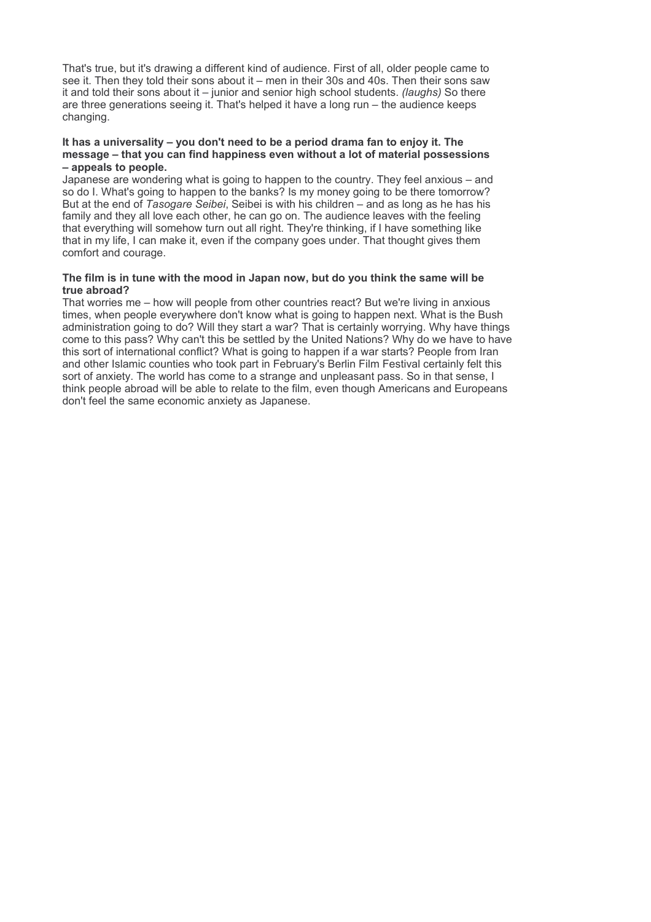That's true, but it's drawing a different kind of audience. First of all, older people came to see it. Then they told their sons about it – men in their 30s and 40s. Then their sons saw it and told their sons about it – junior and senior high school students. *(laughs)* So there are three generations seeing it. That's helped it have a long run – the audience keeps changing.

**It has a universality – you don't need to be a period drama fan to enjoy it. The message – that you can find happiness even without a lot of material possessions – appeals to people.**

Japanese are wondering what is going to happen to the country. They feel anxious – and so do I. What's going to happen to the banks? Is my money going to be there tomorrow? But at the end of *Tasogare Seibei*, Seibei is with his children – and as long as he has his family and they all love each other, he can go on. The audience leaves with the feeling that everything will somehow turn out all right. They're thinking, if I have something like that in my life, I can make it, even if the company goes under. That thought gives them comfort and courage.

**The film is in tune with the mood in Japan now, but do you think the same will be true abroad?**

That worries me – how will people from other countries react? But we're living in anxious times, when people everywhere don't know what is going to happen next. What is the Bush administration going to do? Will they start a war? That is certainly worrying. Why have things come to this pass? Why can't this be settled by the United Nations? Why do we have to have this sort of international conflict? What is going to happen if a war starts? People from Iran and other Islamic counties who took part in February's Berlin Film Festival certainly felt this sort of anxiety. The world has come to a strange and unpleasant pass. So in that sense, I think people abroad will be able to relate to the film, even though Americans and Europeans don't feel the same economic anxiety as Japanese.